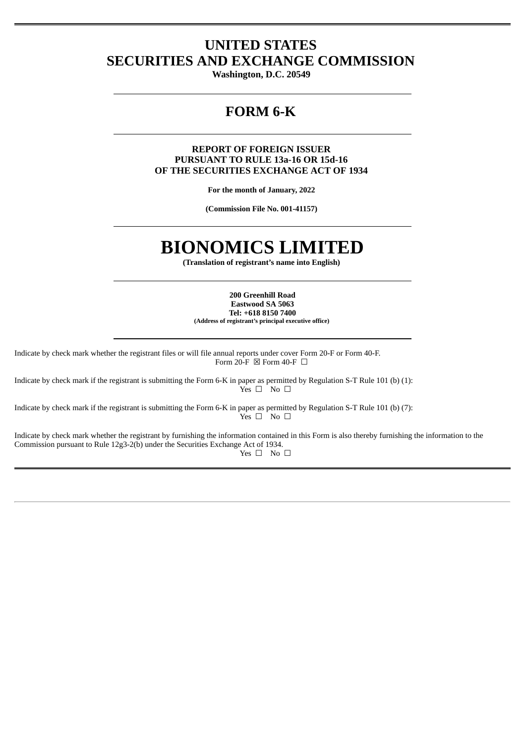# UNITED STATES
# SECURITIES AND EXCHANGE COMMISSION

**Washington, D.C. 20549**

---

## FORM 6-K

---

**REPORT OF FOREIGN ISSUER**
**PURSUANT TO RULE 13a-16 OR 15d-16**
**OF THE SECURITIES EXCHANGE ACT OF 1934**

**For the month of January, 2022**

**(Commission File No. 001-41157)**

---

# BIONOMICS LIMITED

**(Translation of registrant's name into English)**

---

**200 Greenhill Road**
**Eastwood SA 5063**
**Tel: +618 8150 7400**
**(Address of registrant's principal executive office)**

---

Indicate by check mark whether the registrant files or will file annual reports under cover Form 20-F or Form 40-F.
Form 20-F ☒ Form 40-F ☐

Indicate by check mark if the registrant is submitting the Form 6-K in paper as permitted by Regulation S-T Rule 101 (b) (1):
Yes ☐ No ☐

Indicate by check mark if the registrant is submitting the Form 6-K in paper as permitted by Regulation S-T Rule 101 (b) (7):
Yes ☐ No ☐

Indicate by check mark whether the registrant by furnishing the information contained in this Form is also thereby furnishing the information to the Commission pursuant to Rule 12g3-2(b) under the Securities Exchange Act of 1934.
Yes ☐ No ☐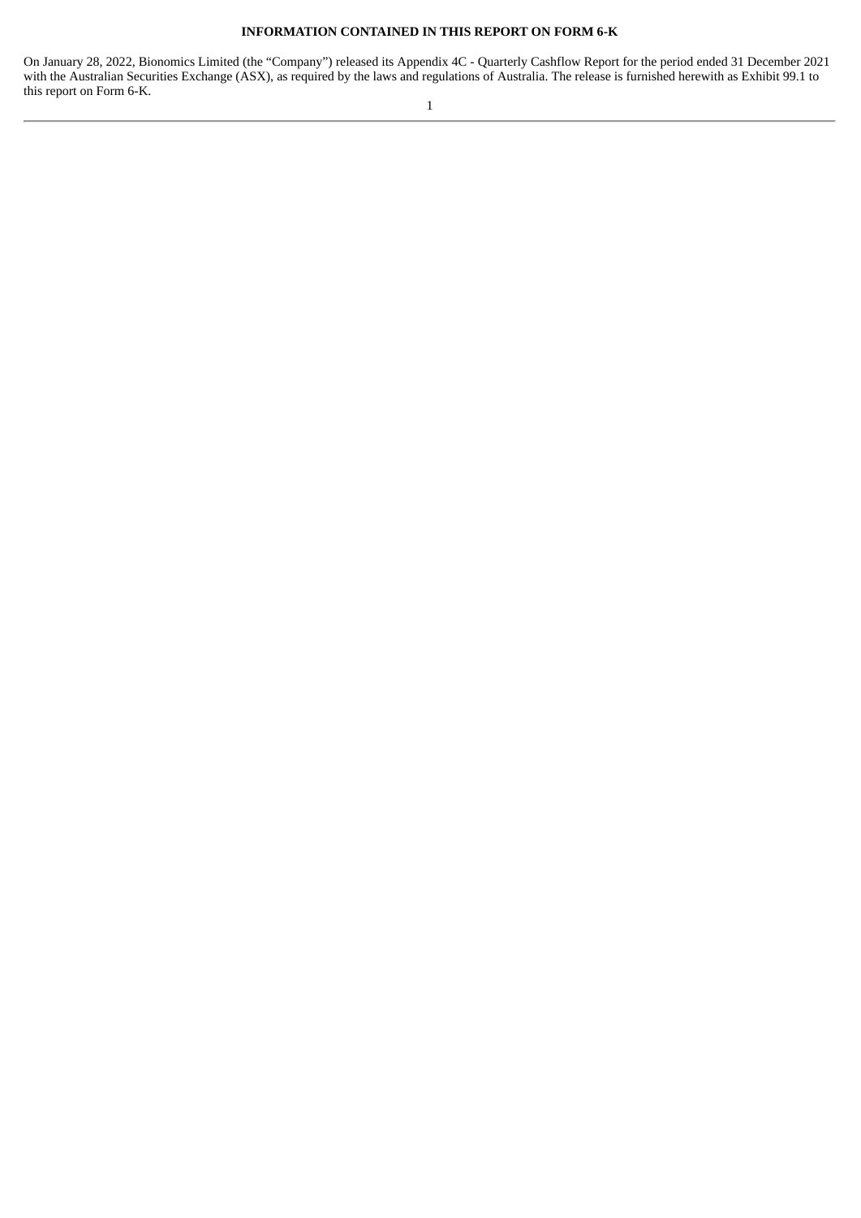**INFORMATION CONTAINED IN THIS REPORT ON FORM 6-K**

On January 28, 2022, Bionomics Limited (the "Company") released its Appendix 4C - Quarterly Cashflow Report for the period ended 31 December 2021 with the Australian Securities Exchange (ASX), as required by the laws and regulations of Australia. The release is furnished herewith as Exhibit 99.1 to this report on Form 6-K.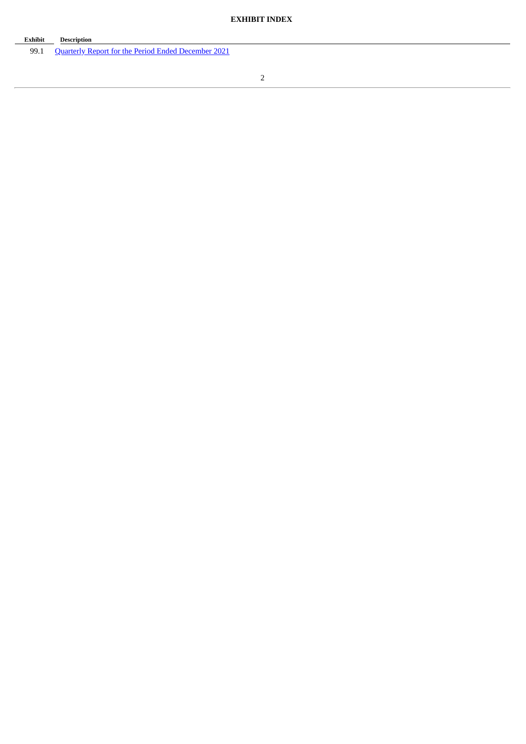**EXHIBIT INDEX**

| Exhibit | Description |
|---|---|
| 99.1 | Quarterly Report for the Period Ended December 2021 |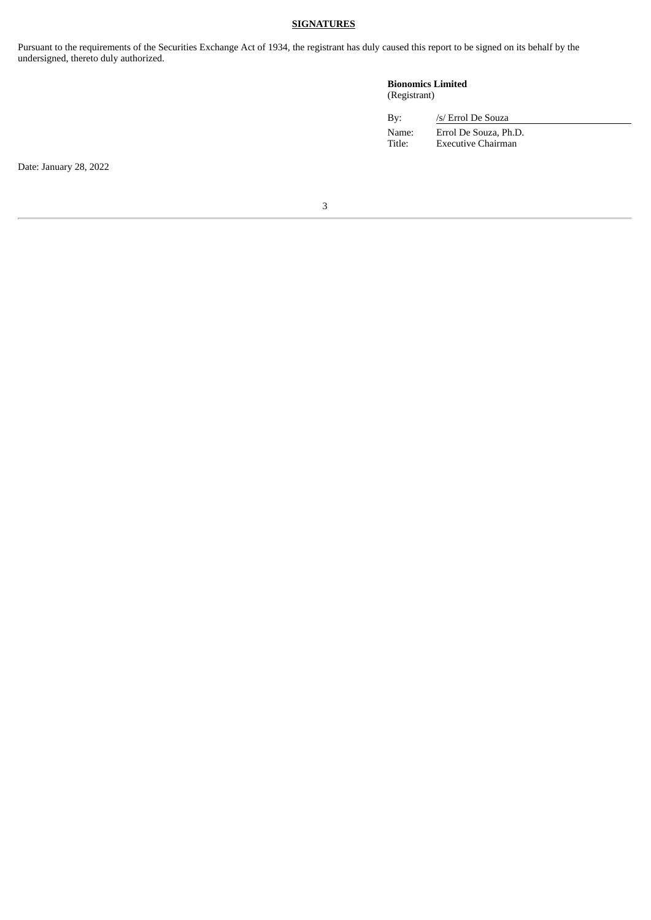**SIGNATURES**

Pursuant to the requirements of the Securities Exchange Act of 1934, the registrant has duly caused this report to be signed on its behalf by the undersigned, thereto duly authorized.

**Bionomics Limited**
(Registrant)

| | |
|---|---|
| By: | /s/ Errol De Souza |
| Name: | Errol De Souza, Ph.D. |
| Title: | Executive Chairman |

Date: January 28, 2022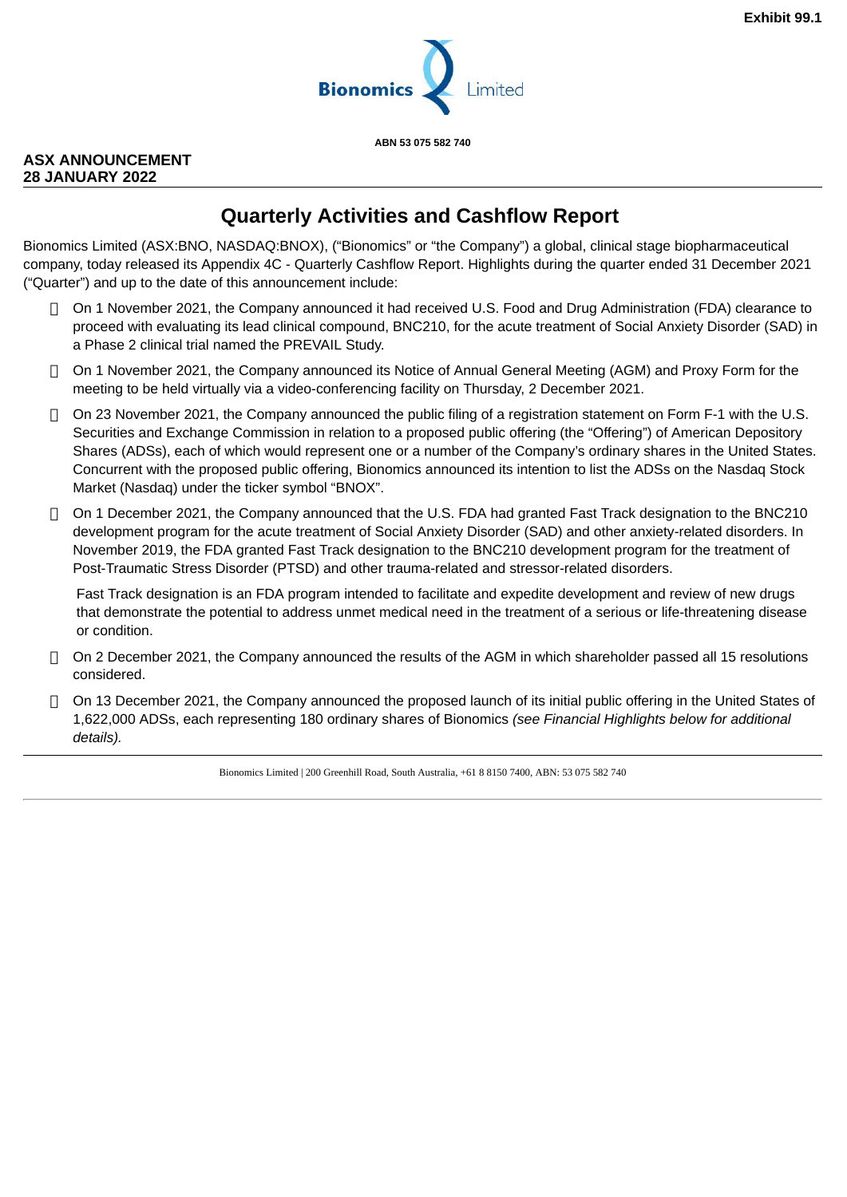Exhibit 99.1

Bionomics Limited

ABN 53 075 582 740

**ASX ANNOUNCEMENT**
**28 JANUARY 2022**

# Quarterly Activities and Cashflow Report

Bionomics Limited (ASX:BNO, NASDAQ:BNOX), ("Bionomics" or "the Company") a global, clinical stage biopharmaceutical company, today released its Appendix 4C - Quarterly Cashflow Report. Highlights during the quarter ended 31 December 2021 ("Quarter") and up to the date of this announcement include:

- On 1 November 2021, the Company announced it had received U.S. Food and Drug Administration (FDA) clearance to proceed with evaluating its lead clinical compound, BNC210, for the acute treatment of Social Anxiety Disorder (SAD) in a Phase 2 clinical trial named the PREVAIL Study.
- On 1 November 2021, the Company announced its Notice of Annual General Meeting (AGM) and Proxy Form for the meeting to be held virtually via a video-conferencing facility on Thursday, 2 December 2021.
- On 23 November 2021, the Company announced the public filing of a registration statement on Form F-1 with the U.S. Securities and Exchange Commission in relation to a proposed public offering (the "Offering") of American Depository Shares (ADSs), each of which would represent one or a number of the Company's ordinary shares in the United States. Concurrent with the proposed public offering, Bionomics announced its intention to list the ADSs on the Nasdaq Stock Market (Nasdaq) under the ticker symbol "BNOX".
- On 1 December 2021, the Company announced that the U.S. FDA had granted Fast Track designation to the BNC210 development program for the acute treatment of Social Anxiety Disorder (SAD) and other anxiety-related disorders. In November 2019, the FDA granted Fast Track designation to the BNC210 development program for the treatment of Post-Traumatic Stress Disorder (PTSD) and other trauma-related and stressor-related disorders.

  Fast Track designation is an FDA program intended to facilitate and expedite development and review of new drugs that demonstrate the potential to address unmet medical need in the treatment of a serious or life-threatening disease or condition.

- On 2 December 2021, the Company announced the results of the AGM in which shareholder passed all 15 resolutions considered.
- On 13 December 2021, the Company announced the proposed launch of its initial public offering in the United States of 1,622,000 ADSs, each representing 180 ordinary shares of Bionomics *(see Financial Highlights below for additional details).*

Bionomics Limited | 200 Greenhill Road, South Australia, +61 8 8150 7400, ABN: 53 075 582 740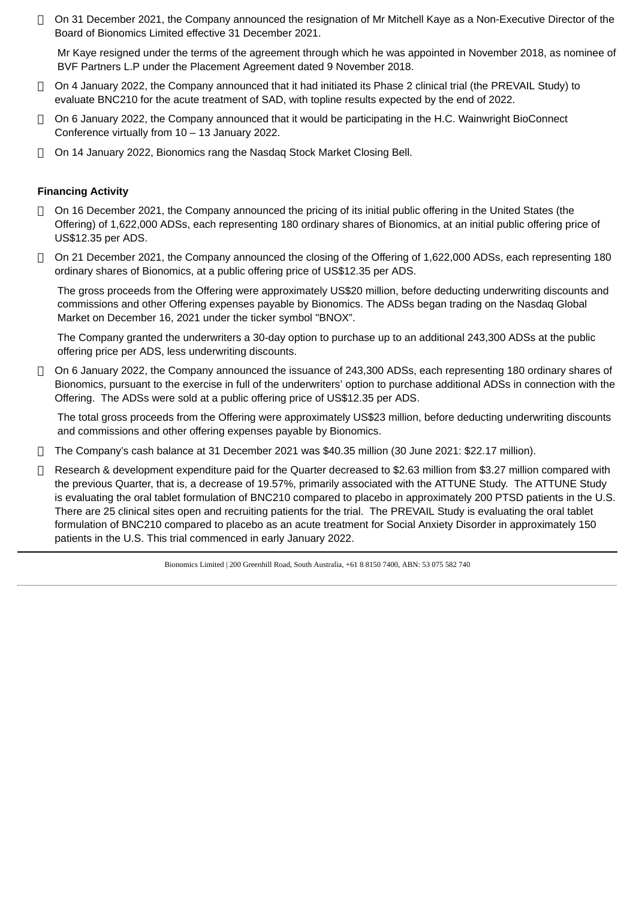- On 31 December 2021, the Company announced the resignation of Mr Mitchell Kaye as a Non-Executive Director of the Board of Bionomics Limited effective 31 December 2021.

  Mr Kaye resigned under the terms of the agreement through which he was appointed in November 2018, as nominee of BVF Partners L.P under the Placement Agreement dated 9 November 2018.

- On 4 January 2022, the Company announced that it had initiated its Phase 2 clinical trial (the PREVAIL Study) to evaluate BNC210 for the acute treatment of SAD, with topline results expected by the end of 2022.
- On 6 January 2022, the Company announced that it would be participating in the H.C. Wainwright BioConnect Conference virtually from 10 – 13 January 2022.
- On 14 January 2022, Bionomics rang the Nasdaq Stock Market Closing Bell.

**Financing Activity**

- On 16 December 2021, the Company announced the pricing of its initial public offering in the United States (the Offering) of 1,622,000 ADSs, each representing 180 ordinary shares of Bionomics, at an initial public offering price of US$12.35 per ADS.
- On 21 December 2021, the Company announced the closing of the Offering of 1,622,000 ADSs, each representing 180 ordinary shares of Bionomics, at a public offering price of US$12.35 per ADS.

  The gross proceeds from the Offering were approximately US$20 million, before deducting underwriting discounts and commissions and other Offering expenses payable by Bionomics. The ADSs began trading on the Nasdaq Global Market on December 16, 2021 under the ticker symbol "BNOX".

  The Company granted the underwriters a 30-day option to purchase up to an additional 243,300 ADSs at the public offering price per ADS, less underwriting discounts.

- On 6 January 2022, the Company announced the issuance of 243,300 ADSs, each representing 180 ordinary shares of Bionomics, pursuant to the exercise in full of the underwriters' option to purchase additional ADSs in connection with the Offering. The ADSs were sold at a public offering price of US$12.35 per ADS.

  The total gross proceeds from the Offering were approximately US$23 million, before deducting underwriting discounts and commissions and other offering expenses payable by Bionomics.

- The Company's cash balance at 31 December 2021 was $40.35 million (30 June 2021: $22.17 million).
- Research & development expenditure paid for the Quarter decreased to $2.63 million from $3.27 million compared with the previous Quarter, that is, a decrease of 19.57%, primarily associated with the ATTUNE Study. The ATTUNE Study is evaluating the oral tablet formulation of BNC210 compared to placebo in approximately 200 PTSD patients in the U.S. There are 25 clinical sites open and recruiting patients for the trial. The PREVAIL Study is evaluating the oral tablet formulation of BNC210 compared to placebo as an acute treatment for Social Anxiety Disorder in approximately 150 patients in the U.S. This trial commenced in early January 2022.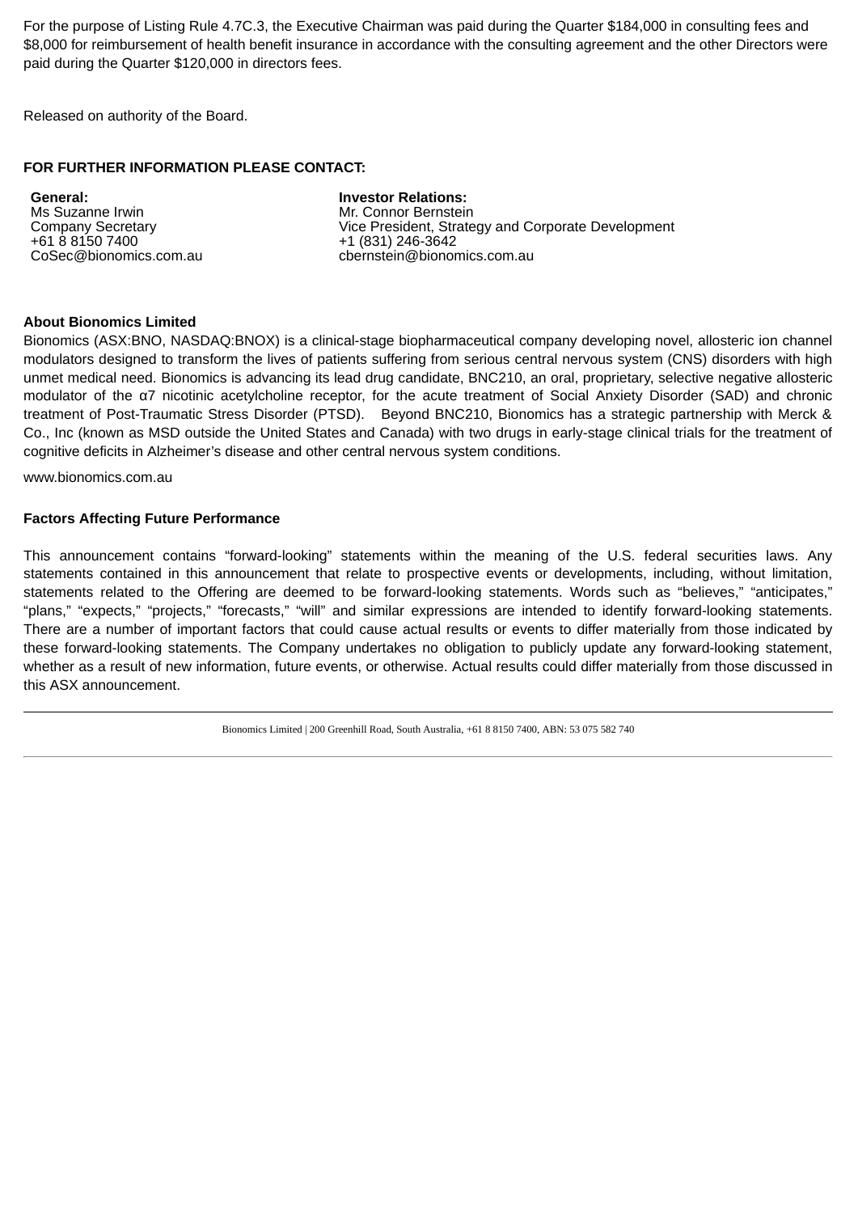For the purpose of Listing Rule 4.7C.3, the Executive Chairman was paid during the Quarter $184,000 in consulting fees and $8,000 for reimbursement of health benefit insurance in accordance with the consulting agreement and the other Directors were paid during the Quarter $120,000 in directors fees.

Released on authority of the Board.

**FOR FURTHER INFORMATION PLEASE CONTACT:**

**General:**
Ms Suzanne Irwin
Company Secretary
+61 8 8150 7400
CoSec@bionomics.com.au

**Investor Relations:**
Mr. Connor Bernstein
Vice President, Strategy and Corporate Development
+1 (831) 246-3642
cbernstein@bionomics.com.au

**About Bionomics Limited**

Bionomics (ASX:BNO, NASDAQ:BNOX) is a clinical-stage biopharmaceutical company developing novel, allosteric ion channel modulators designed to transform the lives of patients suffering from serious central nervous system (CNS) disorders with high unmet medical need. Bionomics is advancing its lead drug candidate, BNC210, an oral, proprietary, selective negative allosteric modulator of the α7 nicotinic acetylcholine receptor, for the acute treatment of Social Anxiety Disorder (SAD) and chronic treatment of Post-Traumatic Stress Disorder (PTSD). Beyond BNC210, Bionomics has a strategic partnership with Merck & Co., Inc (known as MSD outside the United States and Canada) with two drugs in early-stage clinical trials for the treatment of cognitive deficits in Alzheimer's disease and other central nervous system conditions.

www.bionomics.com.au

**Factors Affecting Future Performance**

This announcement contains "forward-looking" statements within the meaning of the U.S. federal securities laws. Any statements contained in this announcement that relate to prospective events or developments, including, without limitation, statements related to the Offering are deemed to be forward-looking statements. Words such as "believes," "anticipates," "plans," "expects," "projects," "forecasts," "will" and similar expressions are intended to identify forward-looking statements. There are a number of important factors that could cause actual results or events to differ materially from those indicated by these forward-looking statements. The Company undertakes no obligation to publicly update any forward-looking statement, whether as a result of new information, future events, or otherwise. Actual results could differ materially from those discussed in this ASX announcement.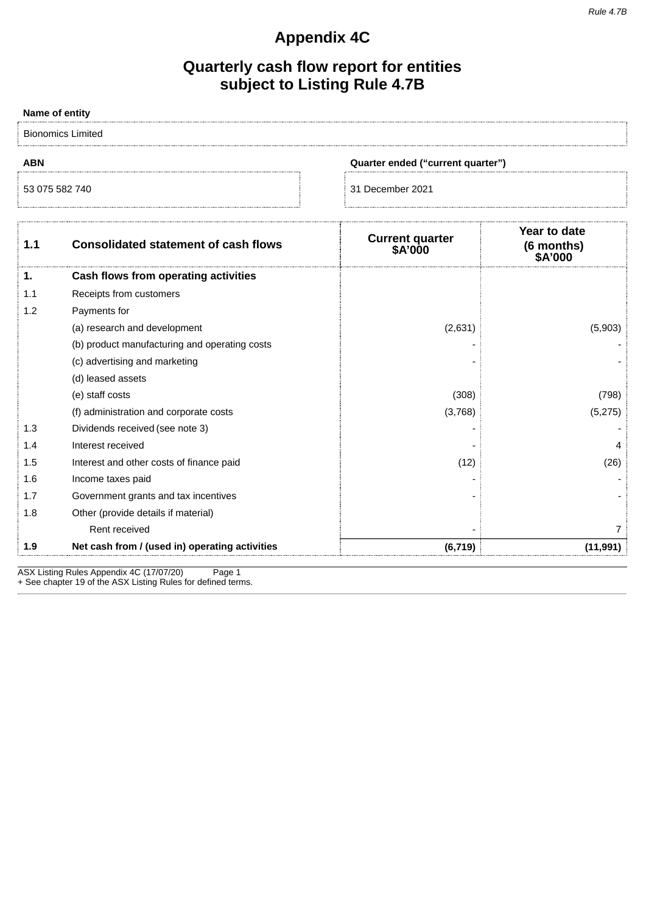*Rule 4.7B*

# Appendix 4C

## Quarterly cash flow report for entities subject to Listing Rule 4.7B

| Name of entity | |
|---|---|
| Bionomics Limited | |

| ABN | Quarter ended ("current quarter") |
|---|---|
| 53 075 582 740 | 31 December 2021 |

| 1.1 | Consolidated statement of cash flows | Current quarter $A'000 | Year to date (6 months) $A'000 |
|---|---|---|---|
| **1.** | **Cash flows from operating activities** | | |
| 1.1 | Receipts from customers | | |
| 1.2 | Payments for | | |
| | (a) research and development | (2,631) | (5,903) |
| | (b) product manufacturing and operating costs | - | - |
| | (c) advertising and marketing | - | - |
| | (d) leased assets | | |
| | (e) staff costs | (308) | (798) |
| | (f) administration and corporate costs | (3,768) | (5,275) |
| 1.3 | Dividends received (see note 3) | - | - |
| 1.4 | Interest received | - | 4 |
| 1.5 | Interest and other costs of finance paid | (12) | (26) |
| 1.6 | Income taxes paid | - | - |
| 1.7 | Government grants and tax incentives | - | - |
| 1.8 | Other (provide details if material) | | |
| | Rent received | - | 7 |
| **1.9** | **Net cash from / (used in) operating activities** | **(6,719)** | **(11,991)** |

ASX Listing Rules Appendix 4C (17/07/20)
+ See chapter 19 of the ASX Listing Rules for defined terms.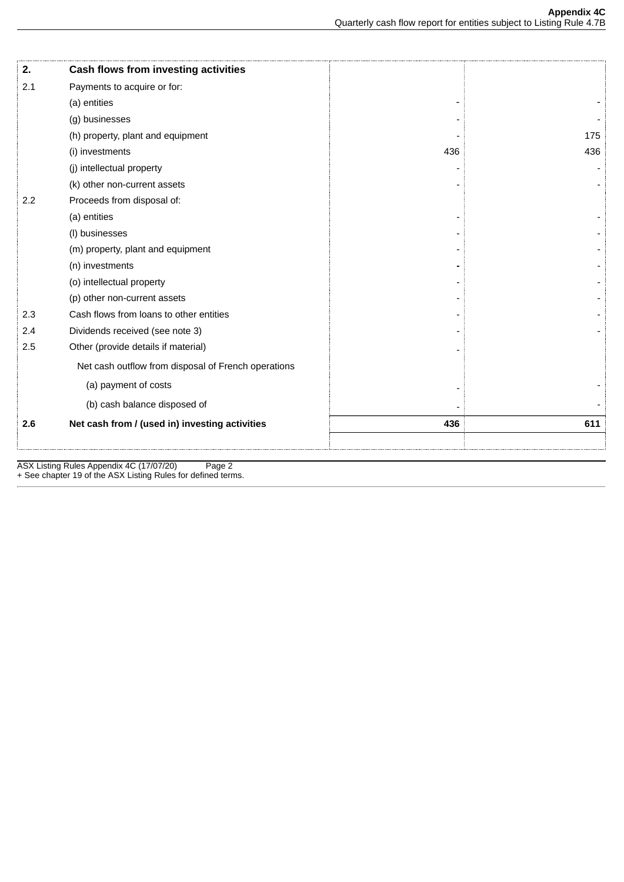| 2. | Cash flows from investing activities | | |
|---|---|---|---|
| 2.1 | Payments to acquire or for: | | |
| | (a) entities | - | - |
| | (g) businesses | - | - |
| | (h) property, plant and equipment | - | 175 |
| | (i) investments | 436 | 436 |
| | (j) intellectual property | - | - |
| | (k) other non-current assets | - | - |
| 2.2 | Proceeds from disposal of: | | |
| | (a) entities | - | - |
| | (l) businesses | - | - |
| | (m) property, plant and equipment | - | - |
| | (n) investments | - | - |
| | (o) intellectual property | - | - |
| | (p) other non-current assets | - | - |
| 2.3 | Cash flows from loans to other entities | - | - |
| 2.4 | Dividends received (see note 3) | - | - |
| 2.5 | Other (provide details if material) | - | |
| | Net cash outflow from disposal of French operations | | |
| | (a) payment of costs | - | - |
| | (b) cash balance disposed of | - | - |
| **2.6** | **Net cash from / (used in) investing activities** | **436** | **611** |

+ See chapter 19 of the ASX Listing Rules for defined terms.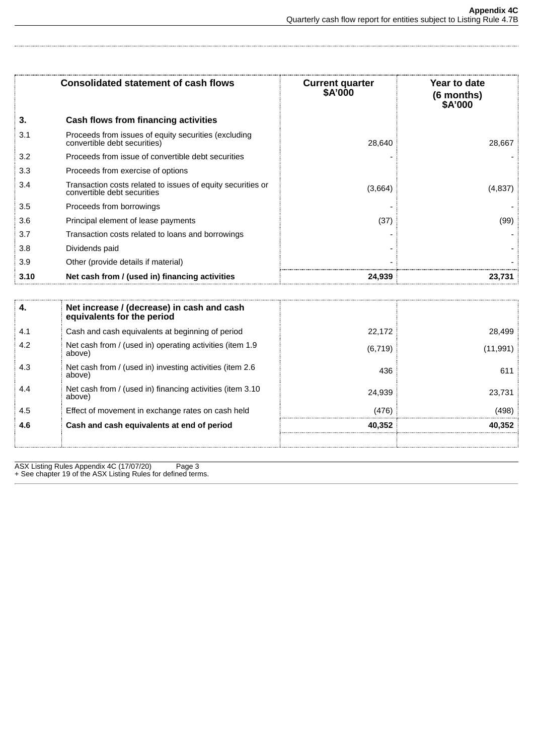| | Consolidated statement of cash flows | Current quarter $A'000 | Year to date (6 months) $A'000 |
|---|---|---|---|
| **3.** | **Cash flows from financing activities** | | |
| 3.1 | Proceeds from issues of equity securities (excluding convertible debt securities) | 28,640 | 28,667 |
| 3.2 | Proceeds from issue of convertible debt securities | - | - |
| 3.3 | Proceeds from exercise of options | | |
| 3.4 | Transaction costs related to issues of equity securities or convertible debt securities | (3,664) | (4,837) |
| 3.5 | Proceeds from borrowings | - | - |
| 3.6 | Principal element of lease payments | (37) | (99) |
| 3.7 | Transaction costs related to loans and borrowings | - | - |
| 3.8 | Dividends paid | - | - |
| 3.9 | Other (provide details if material) | - | - |
| **3.10** | **Net cash from / (used in) financing activities** | **24,939** | **23,731** |

| | | | |
|---|---|---|---|
| **4.** | **Net increase / (decrease) in cash and cash equivalents for the period** | | |
| 4.1 | Cash and cash equivalents at beginning of period | 22,172 | 28,499 |
| 4.2 | Net cash from / (used in) operating activities (item 1.9 above) | (6,719) | (11,991) |
| 4.3 | Net cash from / (used in) investing activities (item 2.6 above) | 436 | 611 |
| 4.4 | Net cash from / (used in) financing activities (item 3.10 above) | 24,939 | 23,731 |
| 4.5 | Effect of movement in exchange rates on cash held | (476) | (498) |
| **4.6** | **Cash and cash equivalents at end of period** | **40,352** | **40,352** |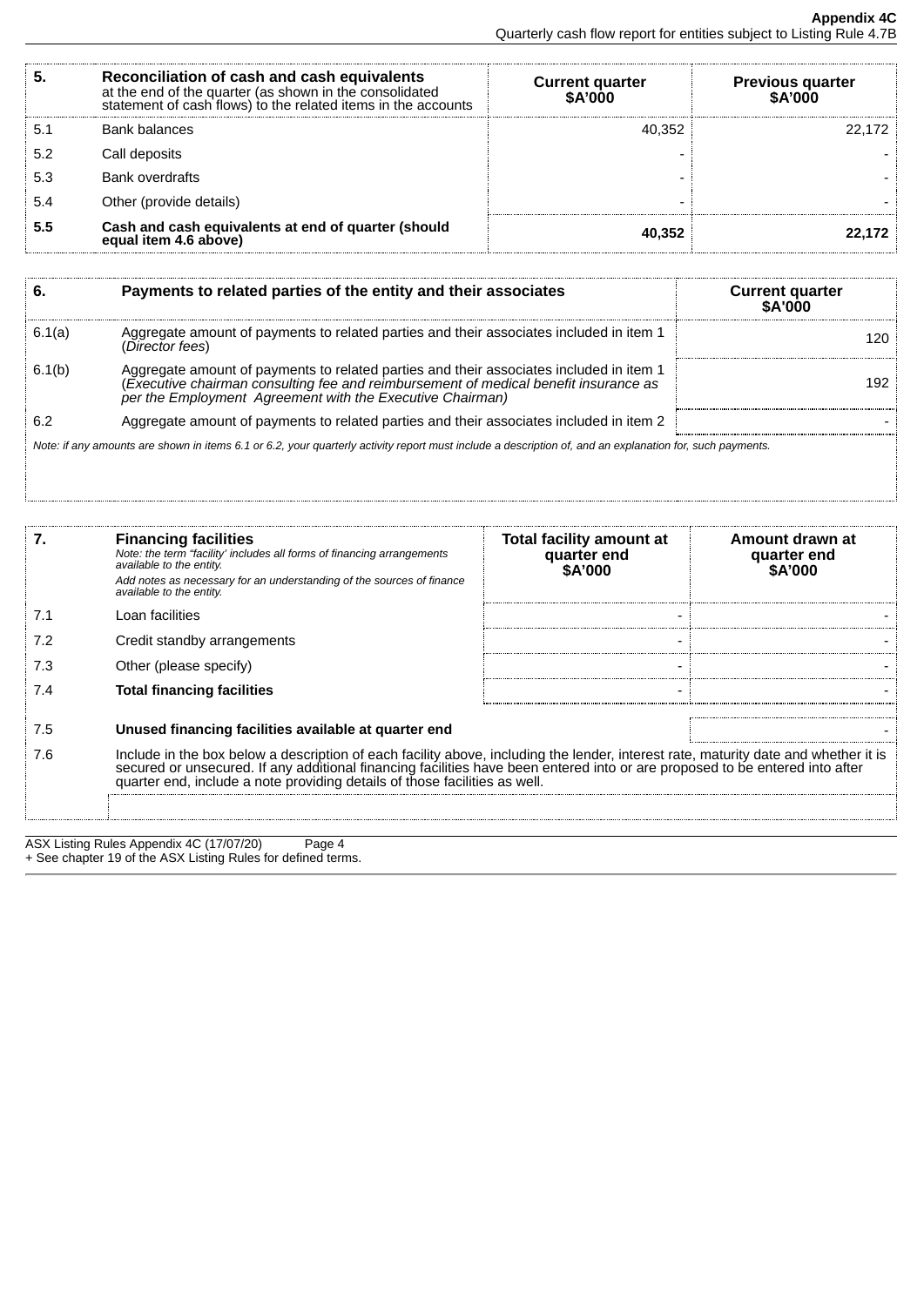| 5. | Reconciliation of cash and cash equivalents at the end of the quarter (as shown in the consolidated statement of cash flows) to the related items in the accounts | Current quarter $A'000 | Previous quarter $A'000 |
|---|---|---|---|
| 5.1 | Bank balances | 40,352 | 22,172 |
| 5.2 | Call deposits | - | - |
| 5.3 | Bank overdrafts | - | - |
| 5.4 | Other (provide details) | - | - |
| **5.5** | **Cash and cash equivalents at end of quarter (should equal item 4.6 above)** | **40,352** | **22,172** |

| 6. | Payments to related parties of the entity and their associates | Current quarter $A'000 |
|---|---|---|
| 6.1(a) | Aggregate amount of payments to related parties and their associates included in item 1 (*Director fees*) | 120 |
| 6.1(b) | Aggregate amount of payments to related parties and their associates included in item 1 (*Executive chairman consulting fee and reimbursement of medical benefit insurance as per the Employment Agreement with the Executive Chairman)* | 192 |
| 6.2 | Aggregate amount of payments to related parties and their associates included in item 2 | - |

*Note: if any amounts are shown in items 6.1 or 6.2, your quarterly activity report must include a description of, and an explanation for, such payments.*

| 7. | Financing facilities *Note: the term "facility' includes all forms of financing arrangements available to the entity.* *Add notes as necessary for an understanding of the sources of finance available to the entity.* | Total facility amount at quarter end $A'000 | Amount drawn at quarter end $A'000 |
|---|---|---|---|
| 7.1 | Loan facilities | - | - |
| 7.2 | Credit standby arrangements | - | - |
| 7.3 | Other (please specify) | - | - |
| 7.4 | **Total financing facilities** | - | - |
| 7.5 | **Unused financing facilities available at quarter end** | | - |
| 7.6 | Include in the box below a description of each facility above, including the lender, interest rate, maturity date and whether it is secured or unsecured. If any additional financing facilities have been entered into or are proposed to be entered into after quarter end, include a note providing details of those facilities as well. | | |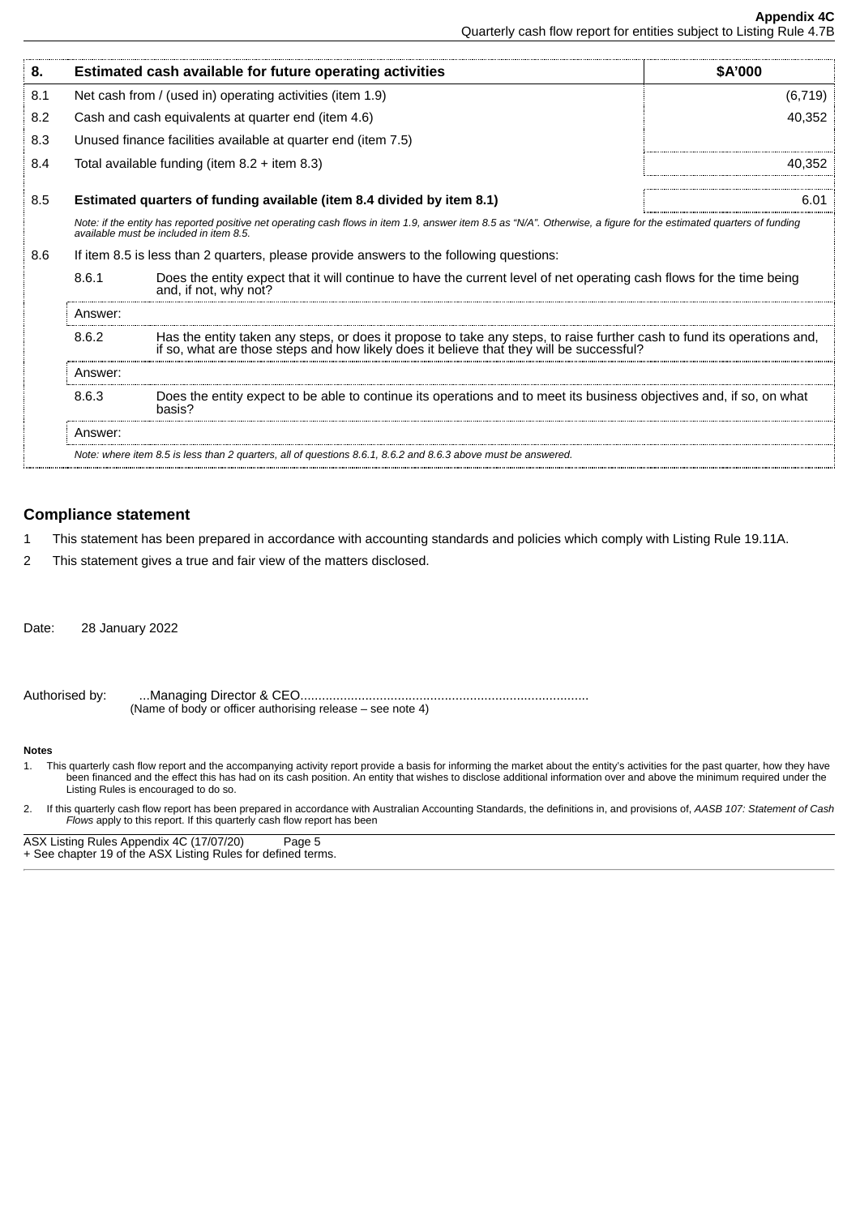| 8. | Estimated cash available for future operating activities | $A'000 |
|---|---|---|
| 8.1 | Net cash from / (used in) operating activities (item 1.9) | (6,719) |
| 8.2 | Cash and cash equivalents at quarter end (item 4.6) | 40,352 |
| 8.3 | Unused finance facilities available at quarter end (item 7.5) | |
| 8.4 | Total available funding (item 8.2 + item 8.3) | 40,352 |
| 8.5 | **Estimated quarters of funding available (item 8.4 divided by item 8.1)** | 6.01 |

*Note: if the entity has reported positive net operating cash flows in item 1.9, answer item 8.5 as "N/A". Otherwise, a figure for the estimated quarters of funding available must be included in item 8.5.*

8.6 If item 8.5 is less than 2 quarters, please provide answers to the following questions:

8.6.1 Does the entity expect that it will continue to have the current level of net operating cash flows for the time being and, if not, why not?

Answer:

8.6.2 Has the entity taken any steps, or does it propose to take any steps, to raise further cash to fund its operations and, if so, what are those steps and how likely does it believe that they will be successful?

Answer:

8.6.3 Does the entity expect to be able to continue its operations and to meet its business objectives and, if so, on what basis?

Answer:

*Note: where item 8.5 is less than 2 quarters, all of questions 8.6.1, 8.6.2 and 8.6.3 above must be answered.*

## Compliance statement

1 This statement has been prepared in accordance with accounting standards and policies which comply with Listing Rule 19.11A.

2 This statement gives a true and fair view of the matters disclosed.

Date: 28 January 2022

Authorised by: ...Managing Director & CEO...............................................................................
(Name of body or officer authorising release – see note 4)

**Notes**

1. This quarterly cash flow report and the accompanying activity report provide a basis for informing the market about the entity's activities for the past quarter, how they have been financed and the effect this has had on its cash position. An entity that wishes to disclose additional information over and above the minimum required under the Listing Rules is encouraged to do so.

2. If this quarterly cash flow report has been prepared in accordance with Australian Accounting Standards, the definitions in, and provisions of, *AASB 107: Statement of Cash Flows* apply to this report. If this quarterly cash flow report has been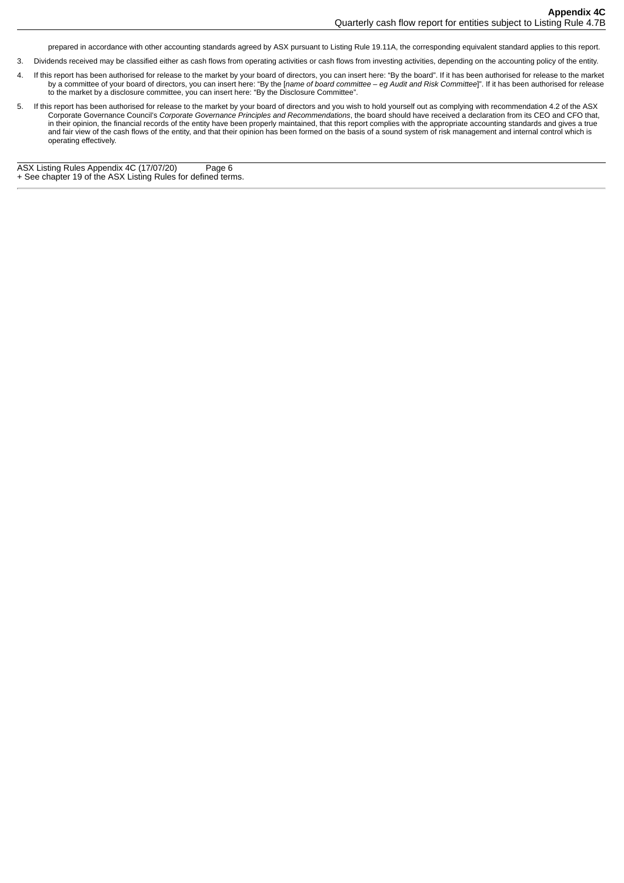prepared in accordance with other accounting standards agreed by ASX pursuant to Listing Rule 19.11A, the corresponding equivalent standard applies to this report.

3. Dividends received may be classified either as cash flows from operating activities or cash flows from investing activities, depending on the accounting policy of the entity.

4. If this report has been authorised for release to the market by your board of directors, you can insert here: "By the board". If it has been authorised for release to the market by a committee of your board of directors, you can insert here: "By the [*name of board committee – eg Audit and Risk Committee*]". If it has been authorised for release to the market by a disclosure committee, you can insert here: "By the Disclosure Committee".

5. If this report has been authorised for release to the market by your board of directors and you wish to hold yourself out as complying with recommendation 4.2 of the ASX Corporate Governance Council's *Corporate Governance Principles and Recommendations*, the board should have received a declaration from its CEO and CFO that, in their opinion, the financial records of the entity have been properly maintained, that this report complies with the appropriate accounting standards and gives a true and fair view of the cash flows of the entity, and that their opinion has been formed on the basis of a sound system of risk management and internal control which is operating effectively.